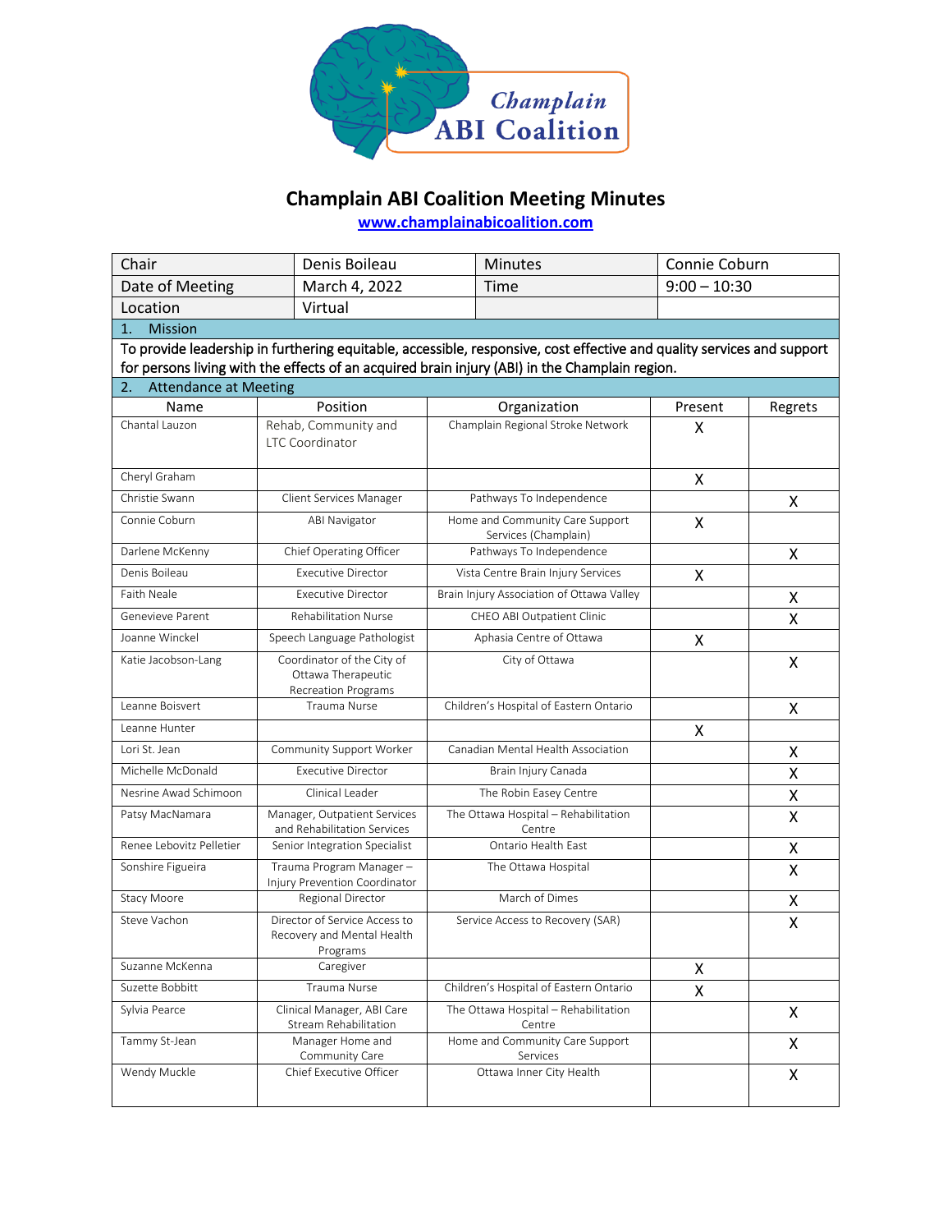# Champlain ABI Coalition Meeting Minutes

www.champlainabicoalition.com

| Chair | Denis Boileau | Minutes | Connie Coburn |
|---|---|---|---|
| Date of Meeting | March 4, 2022 | Time | 9:00 – 10:30 |
| Location | Virtual | | |

## 1. Mission

To provide leadership in furthering equitable, accessible, responsive, cost effective and quality services and support for persons living with the effects of an acquired brain injury (ABI) in the Champlain region.

## 2. Attendance at Meeting

| Name | Position | Organization | Present | Regrets |
|---|---|---|---|---|
| Chantal Lauzon | Rehab, Community and LTC Coordinator | Champlain Regional Stroke Network | X | |
| Cheryl Graham | | | X | |
| Christie Swann | Client Services Manager | Pathways To Independence | | X |
| Connie Coburn | ABI Navigator | Home and Community Care Support Services (Champlain) | X | |
| Darlene McKenny | Chief Operating Officer | Pathways To Independence | | X |
| Denis Boileau | Executive Director | Vista Centre Brain Injury Services | X | |
| Faith Neale | Executive Director | Brain Injury Association of Ottawa Valley | | X |
| Genevieve Parent | Rehabilitation Nurse | CHEO ABI Outpatient Clinic | | X |
| Joanne Winckel | Speech Language Pathologist | Aphasia Centre of Ottawa | X | |
| Katie Jacobson-Lang | Coordinator of the City of Ottawa Therapeutic Recreation Programs | City of Ottawa | | X |
| Leanne Boisvert | Trauma Nurse | Children's Hospital of Eastern Ontario | | X |
| Leanne Hunter | | | X | |
| Lori St. Jean | Community Support Worker | Canadian Mental Health Association | | X |
| Michelle McDonald | Executive Director | Brain Injury Canada | | X |
| Nesrine Awad Schimoon | Clinical Leader | The Robin Easey Centre | | X |
| Patsy MacNamara | Manager, Outpatient Services and Rehabilitation Services | The Ottawa Hospital – Rehabilitation Centre | | X |
| Renee Lebovitz Pelletier | Senior Integration Specialist | Ontario Health East | | X |
| Sonshire Figueira | Trauma Program Manager – Injury Prevention Coordinator | The Ottawa Hospital | | X |
| Stacy Moore | Regional Director | March of Dimes | | X |
| Steve Vachon | Director of Service Access to Recovery and Mental Health Programs | Service Access to Recovery (SAR) | | X |
| Suzanne McKenna | Caregiver | | X | |
| Suzette Bobbitt | Trauma Nurse | Children's Hospital of Eastern Ontario | X | |
| Sylvia Pearce | Clinical Manager, ABI Care Stream Rehabilitation | The Ottawa Hospital – Rehabilitation Centre | | X |
| Tammy St-Jean | Manager Home and Community Care | Home and Community Care Support Services | | X |
| Wendy Muckle | Chief Executive Officer | Ottawa Inner City Health | | X |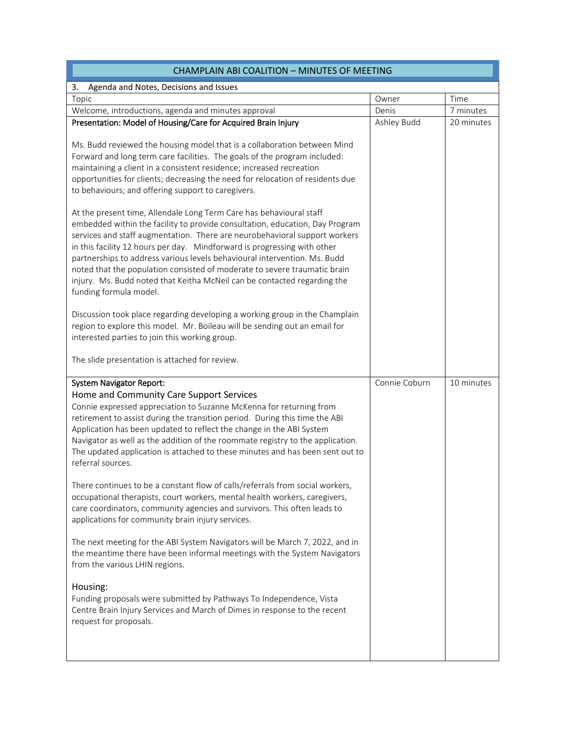| CHAMPLAIN ABI COALITION – MINUTES OF MEETING | | |
|---|---|---|
| 3. Agenda and Notes, Decisions and Issues | | |
| Topic | Owner | Time |
| Welcome, introductions, agenda and minutes approval | Denis | 7 minutes |
| **Presentation: Model of Housing/Care for Acquired Brain Injury**<br><br>Ms. Budd reviewed the housing model that is a collaboration between Mind Forward and long term care facilities. The goals of the program included: maintaining a client in a consistent residence; increased recreation opportunities for clients; decreasing the need for relocation of residents due to behaviours; and offering support to caregivers.<br><br>At the present time, Allendale Long Term Care has behavioural staff embedded within the facility to provide consultation, education, Day Program services and staff augmentation. There are neurobehavioral support workers in this facility 12 hours per day. Mindforward is progressing with other partnerships to address various levels behavioural intervention. Ms. Budd noted that the population consisted of moderate to severe traumatic brain injury. Ms. Budd noted that Keitha McNeil can be contacted regarding the funding formula model.<br><br>Discussion took place regarding developing a working group in the Champlain region to explore this model. Mr. Boileau will be sending out an email for interested parties to join this working group.<br><br>The slide presentation is attached for review. | Ashley Budd | 20 minutes |
| **System Navigator Report:**<br>**Home and Community Care Support Services**<br>Connie expressed appreciation to Suzanne McKenna for returning from retirement to assist during the transition period. During this time the ABI Application has been updated to reflect the change in the ABI System Navigator as well as the addition of the roommate registry to the application. The updated application is attached to these minutes and has been sent out to referral sources.<br><br>There continues to be a constant flow of calls/referrals from social workers, occupational therapists, court workers, mental health workers, caregivers, care coordinators, community agencies and survivors. This often leads to applications for community brain injury services.<br><br>The next meeting for the ABI System Navigators will be March 7, 2022, and in the meantime there have been informal meetings with the System Navigators from the various LHIN regions.<br><br>**Housing:**<br>Funding proposals were submitted by Pathways To Independence, Vista Centre Brain Injury Services and March of Dimes in response to the recent request for proposals. | Connie Coburn | 10 minutes |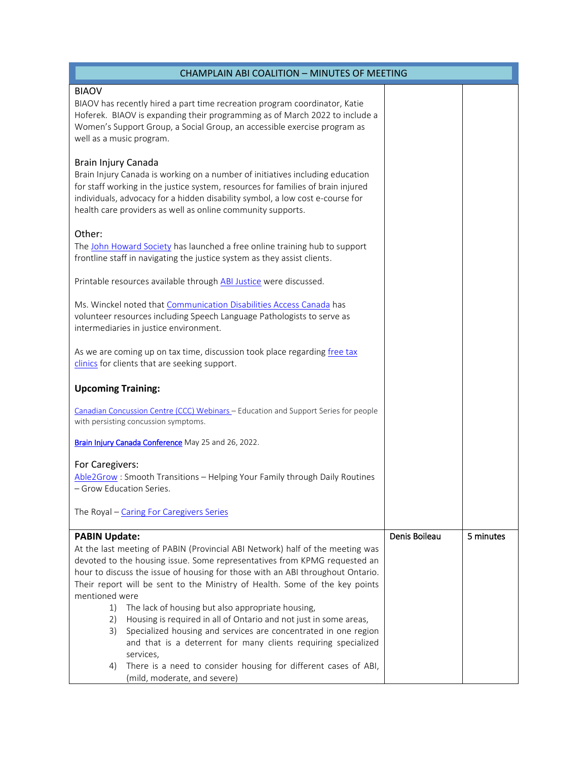| CHAMPLAIN ABI COALITION – MINUTES OF MEETING | | |
|---|---|---|
| BIAOV<br>BIAOV has recently hired a part time recreation program coordinator, Katie Hoferek. BIAOV is expanding their programming as of March 2022 to include a Women's Support Group, a Social Group, an accessible exercise program as well as a music program.<br><br>Brain Injury Canada<br>Brain Injury Canada is working on a number of initiatives including education for staff working in the justice system, resources for families of brain injured individuals, advocacy for a hidden disability symbol, a low cost e-course for health care providers as well as online community supports.<br><br>Other:<br>The John Howard Society has launched a free online training hub to support frontline staff in navigating the justice system as they assist clients.<br><br>Printable resources available through ABI Justice were discussed.<br><br>Ms. Winckel noted that Communication Disabilities Access Canada has volunteer resources including Speech Language Pathologists to serve as intermediaries in justice environment.<br><br>As we are coming up on tax time, discussion took place regarding free tax clinics for clients that are seeking support.<br><br>**Upcoming Training:**<br><br>Canadian Concussion Centre (CCC) Webinars – Education and Support Series for people with persisting concussion symptoms.<br><br>**Brain Injury Canada Conference** May 25 and 26, 2022.<br><br>For Caregivers:<br>Able2Grow : Smooth Transitions – Helping Your Family through Daily Routines – Grow Education Series.<br><br>The Royal – Caring For Caregivers Series | | |
| **PABIN Update:**<br>At the last meeting of PABIN (Provincial ABI Network) half of the meeting was devoted to the housing issue. Some representatives from KPMG requested an hour to discuss the issue of housing for those with an ABI throughout Ontario. Their report will be sent to the Ministry of Health. Some of the key points mentioned were<br>1) The lack of housing but also appropriate housing,<br>2) Housing is required in all of Ontario and not just in some areas,<br>3) Specialized housing and services are concentrated in one region and that is a deterrent for many clients requiring specialized services,<br>4) There is a need to consider housing for different cases of ABI, (mild, moderate, and severe) | Denis Boileau | 5 minutes |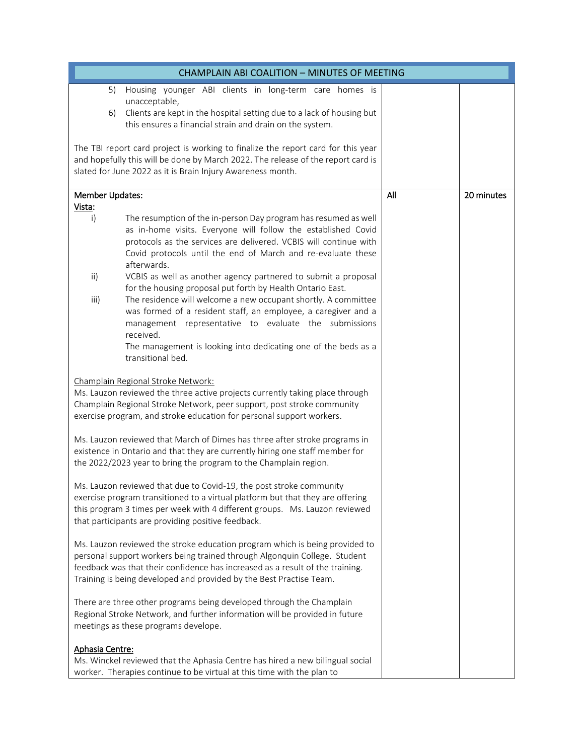| CHAMPLAIN ABI COALITION – MINUTES OF MEETING | | |
|---|---|---|
| 5) Housing younger ABI clients in long-term care homes is unacceptable,<br>6) Clients are kept in the hospital setting due to a lack of housing but this ensures a financial strain and drain on the system.<br><br>The TBI report card project is working to finalize the report card for this year and hopefully this will be done by March 2022. The release of the report card is slated for June 2022 as it is Brain Injury Awareness month. | | |
| **Member Updates:**<br>**<u>Vista</u>:**<br>i) The resumption of the in-person Day program has resumed as well as in-home visits. Everyone will follow the established Covid protocols as the services are delivered. VCBIS will continue with Covid protocols until the end of March and re-evaluate these afterwards.<br>ii) VCBIS as well as another agency partnered to submit a proposal for the housing proposal put forth by Health Ontario East.<br>iii) The residence will welcome a new occupant shortly. A committee was formed of a resident staff, an employee, a caregiver and a management representative to evaluate the submissions received.<br>The management is looking into dedicating one of the beds as a transitional bed.<br><br><u>Champlain Regional Stroke Network:</u><br>Ms. Lauzon reviewed the three active projects currently taking place through Champlain Regional Stroke Network, peer support, post stroke community exercise program, and stroke education for personal support workers.<br><br>Ms. Lauzon reviewed that March of Dimes has three after stroke programs in existence in Ontario and that they are currently hiring one staff member for the 2022/2023 year to bring the program to the Champlain region.<br><br>Ms. Lauzon reviewed that due to Covid-19, the post stroke community exercise program transitioned to a virtual platform but that they are offering this program 3 times per week with 4 different groups. Ms. Lauzon reviewed that participants are providing positive feedback.<br><br>Ms. Lauzon reviewed the stroke education program which is being provided to personal support workers being trained through Algonquin College. Student feedback was that their confidence has increased as a result of the training. Training is being developed and provided by the Best Practise Team.<br><br>There are three other programs being developed through the Champlain Regional Stroke Network, and further information will be provided in future meetings as these programs develope.<br><br>**<u>Aphasia Centre:</u>**<br>Ms. Winckel reviewed that the Aphasia Centre has hired a new bilingual social worker. Therapies continue to be virtual at this time with the plan to | All | 20 minutes |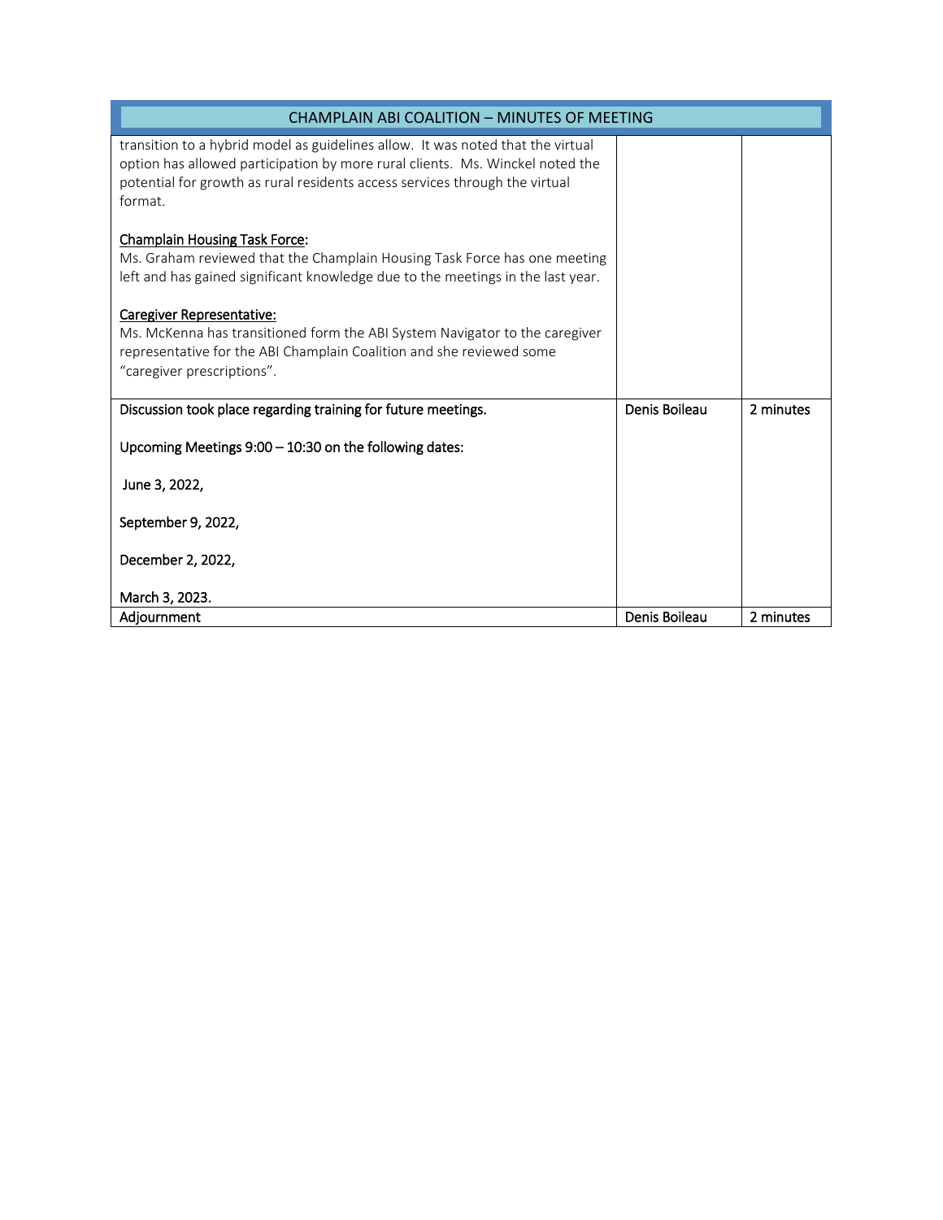| CHAMPLAIN ABI COALITION – MINUTES OF MEETING | | |
|---|---|---|
| transition to a hybrid model as guidelines allow. It was noted that the virtual option has allowed participation by more rural clients. Ms. Winckel noted the potential for growth as rural residents access services through the virtual format.<br><br><u>Champlain Housing Task Force</u>:<br>Ms. Graham reviewed that the Champlain Housing Task Force has one meeting left and has gained significant knowledge due to the meetings in the last year.<br><br><u>Caregiver Representative:</u><br>Ms. McKenna has transitioned form the ABI System Navigator to the caregiver representative for the ABI Champlain Coalition and she reviewed some "caregiver prescriptions". | | |
| Discussion took place regarding training for future meetings.<br><br>Upcoming Meetings 9:00 – 10:30 on the following dates:<br><br>June 3, 2022,<br><br>September 9, 2022,<br><br>December 2, 2022,<br><br>March 3, 2023. | Denis Boileau | 2 minutes |
| Adjournment | Denis Boileau | 2 minutes |